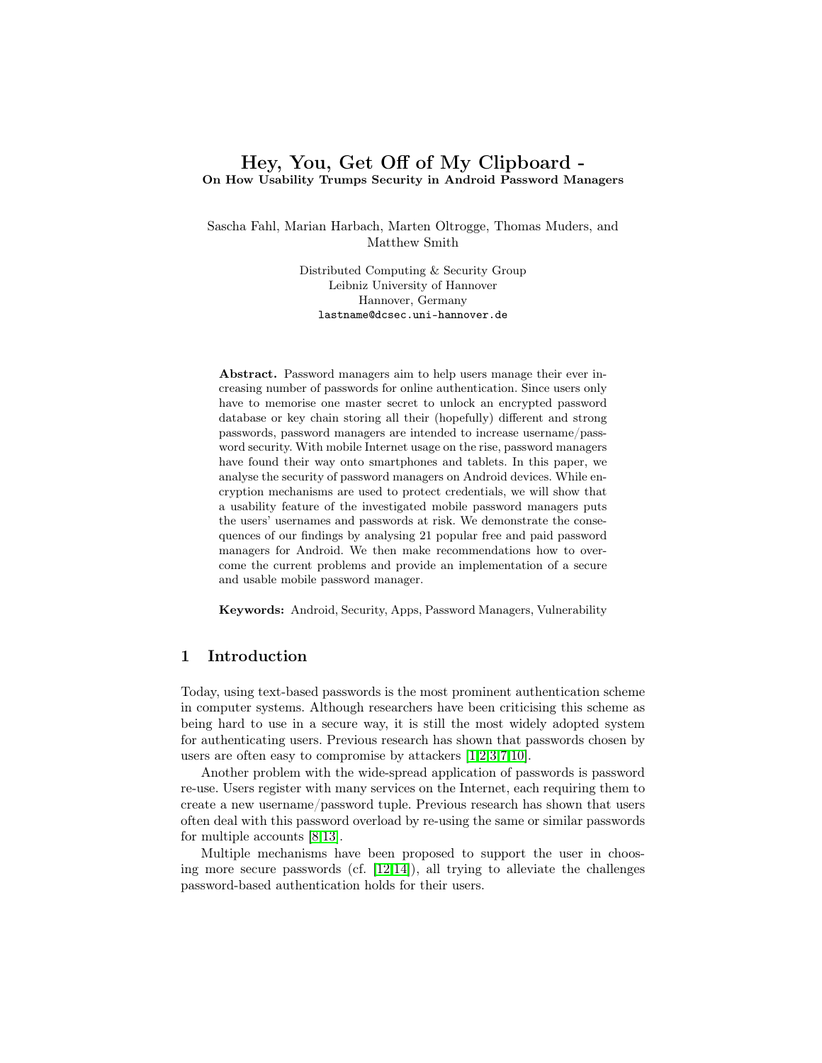# Hey, You, Get Off of My Clipboard -
## On How Usability Trumps Security in Android Password Managers

Sascha Fahl, Marian Harbach, Marten Oltrogge, Thomas Muders, and Matthew Smith

Distributed Computing & Security Group
Leibniz University of Hannover
Hannover, Germany
lastname@dcsec.uni-hannover.de

**Abstract.** Password managers aim to help users manage their ever increasing number of passwords for online authentication. Since users only have to memorise one master secret to unlock an encrypted password database or key chain storing all their (hopefully) different and strong passwords, password managers are intended to increase username/password security. With mobile Internet usage on the rise, password managers have found their way onto smartphones and tablets. In this paper, we analyse the security of password managers on Android devices. While encryption mechanisms are used to protect credentials, we will show that a usability feature of the investigated mobile password managers puts the users' usernames and passwords at risk. We demonstrate the consequences of our findings by analysing 21 popular free and paid password managers for Android. We then make recommendations how to overcome the current problems and provide an implementation of a secure and usable mobile password manager.

**Keywords:** Android, Security, Apps, Password Managers, Vulnerability

## 1 Introduction

Today, using text-based passwords is the most prominent authentication scheme in computer systems. Although researchers have been criticising this scheme as being hard to use in a secure way, it is still the most widely adopted system for authenticating users. Previous research has shown that passwords chosen by users are often easy to compromise by attackers [1,2,3,7,10].

Another problem with the wide-spread application of passwords is password re-use. Users register with many services on the Internet, each requiring them to create a new username/password tuple. Previous research has shown that users often deal with this password overload by re-using the same or similar passwords for multiple accounts [8,13].

Multiple mechanisms have been proposed to support the user in choosing more secure passwords (cf. [12,14]), all trying to alleviate the challenges password-based authentication holds for their users.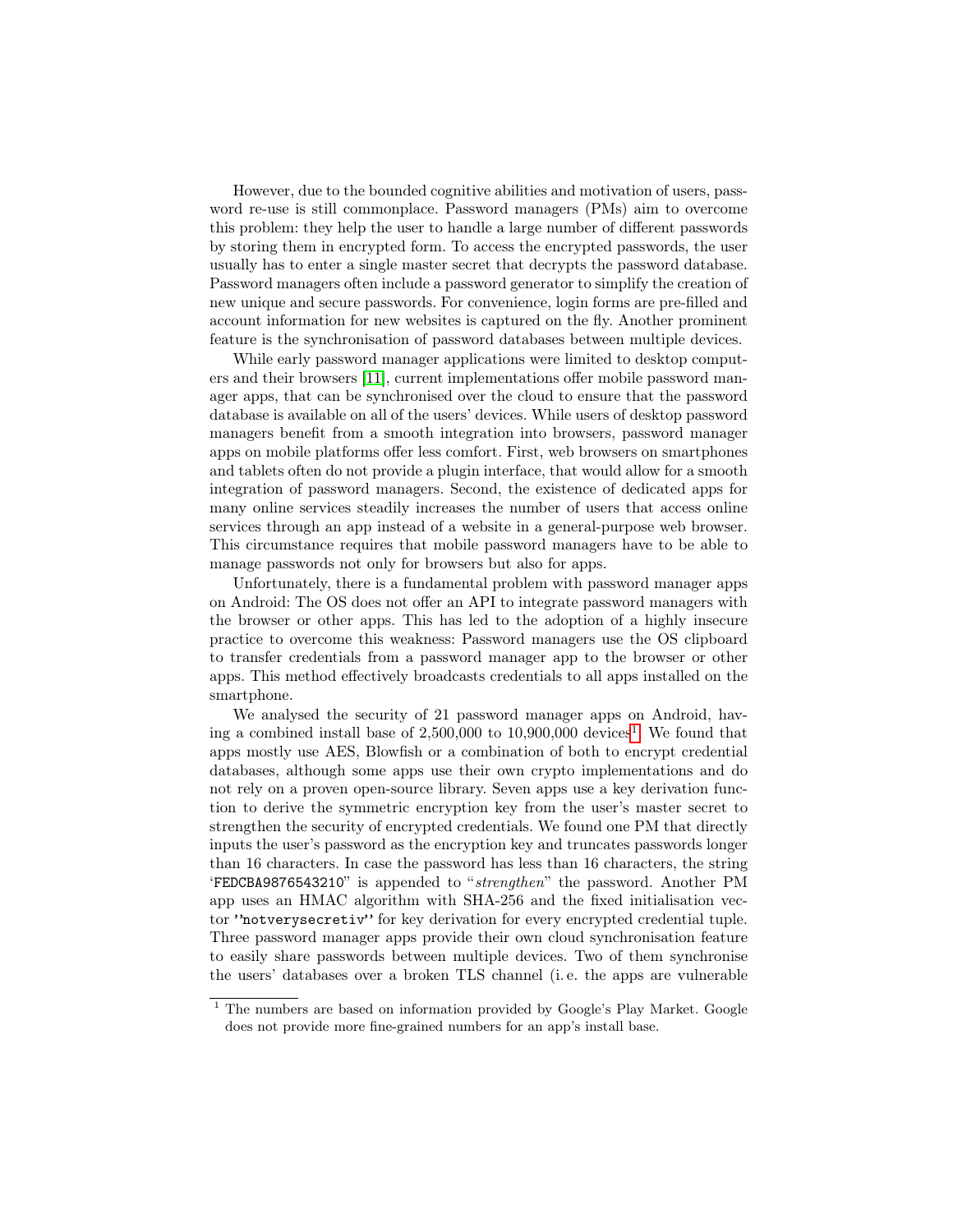However, due to the bounded cognitive abilities and motivation of users, password re-use is still commonplace. Password managers (PMs) aim to overcome this problem: they help the user to handle a large number of different passwords by storing them in encrypted form. To access the encrypted passwords, the user usually has to enter a single master secret that decrypts the password database. Password managers often include a password generator to simplify the creation of new unique and secure passwords. For convenience, login forms are pre-filled and account information for new websites is captured on the fly. Another prominent feature is the synchronisation of password databases between multiple devices.

While early password manager applications were limited to desktop computers and their browsers [11], current implementations offer mobile password manager apps, that can be synchronised over the cloud to ensure that the password database is available on all of the users' devices. While users of desktop password managers benefit from a smooth integration into browsers, password manager apps on mobile platforms offer less comfort. First, web browsers on smartphones and tablets often do not provide a plugin interface, that would allow for a smooth integration of password managers. Second, the existence of dedicated apps for many online services steadily increases the number of users that access online services through an app instead of a website in a general-purpose web browser. This circumstance requires that mobile password managers have to be able to manage passwords not only for browsers but also for apps.

Unfortunately, there is a fundamental problem with password manager apps on Android: The OS does not offer an API to integrate password managers with the browser or other apps. This has led to the adoption of a highly insecure practice to overcome this weakness: Password managers use the OS clipboard to transfer credentials from a password manager app to the browser or other apps. This method effectively broadcasts credentials to all apps installed on the smartphone.

We analysed the security of 21 password manager apps on Android, having a combined install base of 2,500,000 to 10,900,000 devices[1]. We found that apps mostly use AES, Blowfish or a combination of both to encrypt credential databases, although some apps use their own crypto implementations and do not rely on a proven open-source library. Seven apps use a key derivation function to derive the symmetric encryption key from the user's master secret to strengthen the security of encrypted credentials. We found one PM that directly inputs the user's password as the encryption key and truncates passwords longer than 16 characters. In case the password has less than 16 characters, the string 'FEDCBA9876543210" is appended to "*strengthen*" the password. Another PM app uses an HMAC algorithm with SHA-256 and the fixed initialisation vector ''notverysecretiv'' for key derivation for every encrypted credential tuple. Three password manager apps provide their own cloud synchronisation feature to easily share passwords between multiple devices. Two of them synchronise the users' databases over a broken TLS channel (i. e. the apps are vulnerable

[1] The numbers are based on information provided by Google's Play Market. Google does not provide more fine-grained numbers for an app's install base.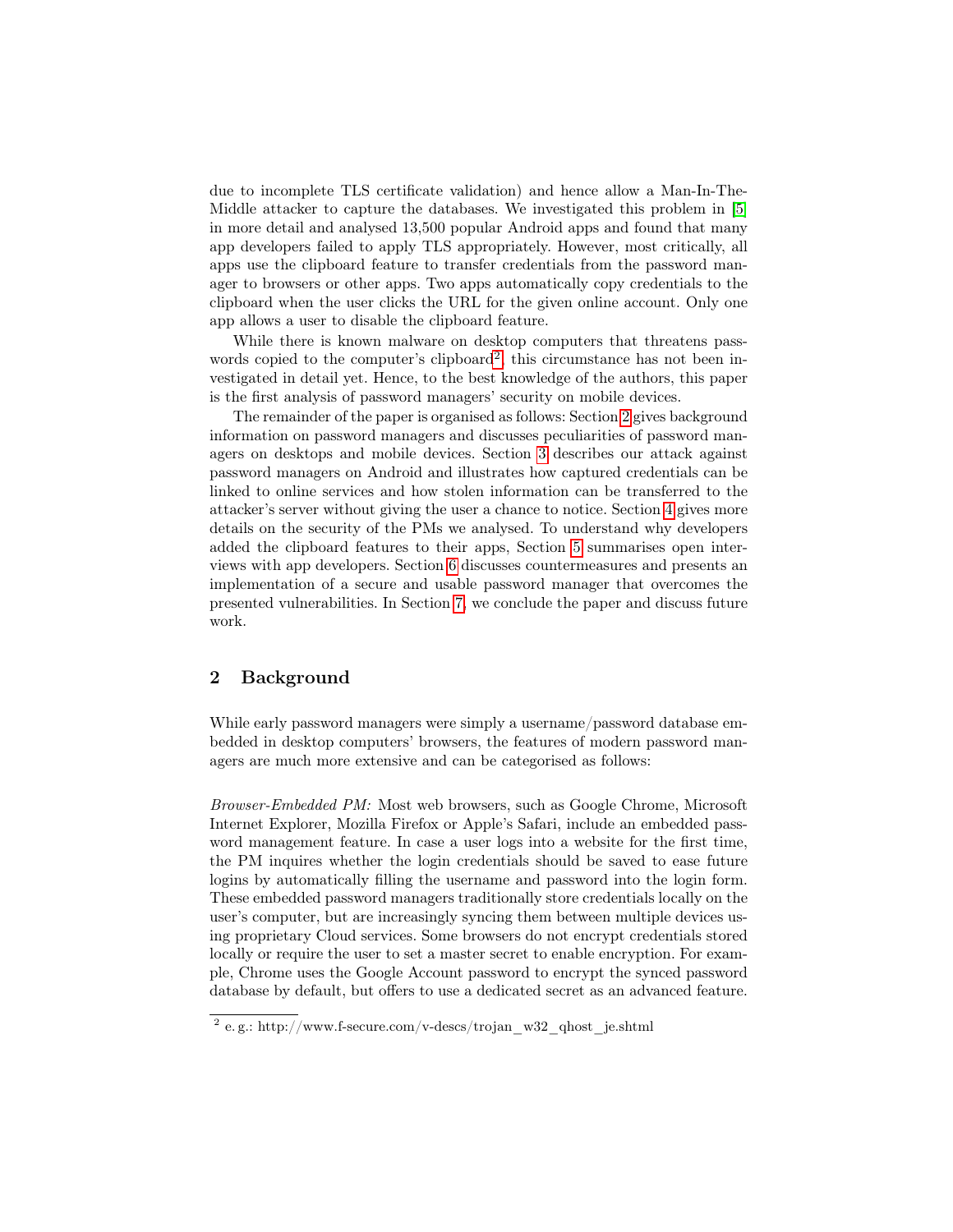due to incomplete TLS certificate validation) and hence allow a Man-In-The-Middle attacker to capture the databases. We investigated this problem in [5] in more detail and analysed 13,500 popular Android apps and found that many app developers failed to apply TLS appropriately. However, most critically, all apps use the clipboard feature to transfer credentials from the password manager to browsers or other apps. Two apps automatically copy credentials to the clipboard when the user clicks the URL for the given online account. Only one app allows a user to disable the clipboard feature.

While there is known malware on desktop computers that threatens passwords copied to the computer's clipboard[2], this circumstance has not been investigated in detail yet. Hence, to the best knowledge of the authors, this paper is the first analysis of password managers' security on mobile devices.

The remainder of the paper is organised as follows: Section 2 gives background information on password managers and discusses peculiarities of password managers on desktops and mobile devices. Section 3 describes our attack against password managers on Android and illustrates how captured credentials can be linked to online services and how stolen information can be transferred to the attacker's server without giving the user a chance to notice. Section 4 gives more details on the security of the PMs we analysed. To understand why developers added the clipboard features to their apps, Section 5 summarises open interviews with app developers. Section 6 discusses countermeasures and presents an implementation of a secure and usable password manager that overcomes the presented vulnerabilities. In Section 7, we conclude the paper and discuss future work.

## 2 Background

While early password managers were simply a username/password database embedded in desktop computers' browsers, the features of modern password managers are much more extensive and can be categorised as follows:

*Browser-Embedded PM:* Most web browsers, such as Google Chrome, Microsoft Internet Explorer, Mozilla Firefox or Apple's Safari, include an embedded password management feature. In case a user logs into a website for the first time, the PM inquires whether the login credentials should be saved to ease future logins by automatically filling the username and password into the login form. These embedded password managers traditionally store credentials locally on the user's computer, but are increasingly syncing them between multiple devices using proprietary Cloud services. Some browsers do not encrypt credentials stored locally or require the user to set a master secret to enable encryption. For example, Chrome uses the Google Account password to encrypt the synced password database by default, but offers to use a dedicated secret as an advanced feature.

[2] e. g.: http://www.f-secure.com/v-descs/trojan_w32_qhost_je.shtml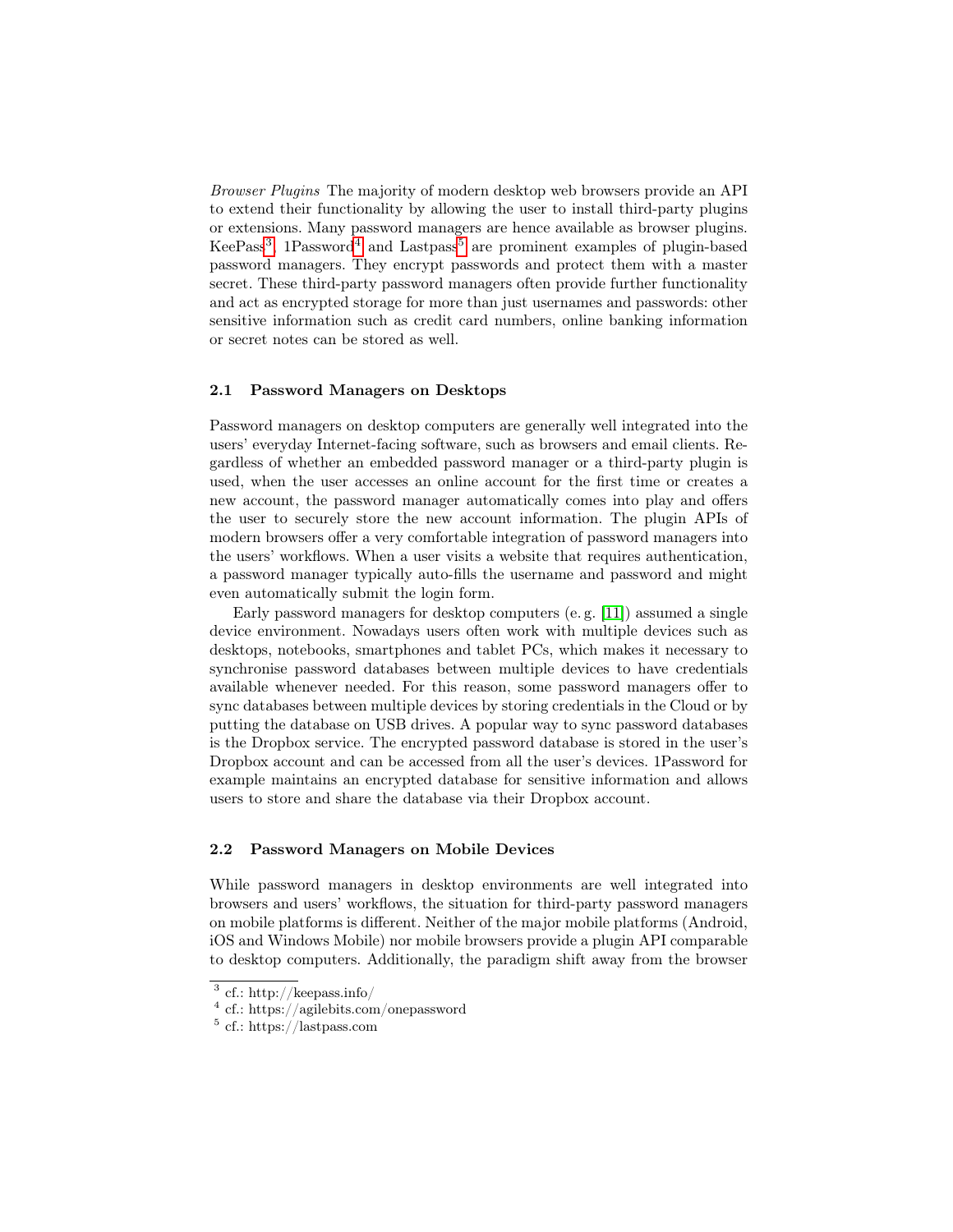*Browser Plugins* The majority of modern desktop web browsers provide an API to extend their functionality by allowing the user to install third-party plugins or extensions. Many password managers are hence available as browser plugins. KeePass[3], 1Password[4] and Lastpass[5] are prominent examples of plugin-based password managers. They encrypt passwords and protect them with a master secret. These third-party password managers often provide further functionality and act as encrypted storage for more than just usernames and passwords: other sensitive information such as credit card numbers, online banking information or secret notes can be stored as well.

### 2.1 Password Managers on Desktops

Password managers on desktop computers are generally well integrated into the users' everyday Internet-facing software, such as browsers and email clients. Regardless of whether an embedded password manager or a third-party plugin is used, when the user accesses an online account for the first time or creates a new account, the password manager automatically comes into play and offers the user to securely store the new account information. The plugin APIs of modern browsers offer a very comfortable integration of password managers into the users' workflows. When a user visits a website that requires authentication, a password manager typically auto-fills the username and password and might even automatically submit the login form.

Early password managers for desktop computers (e. g. [11]) assumed a single device environment. Nowadays users often work with multiple devices such as desktops, notebooks, smartphones and tablet PCs, which makes it necessary to synchronise password databases between multiple devices to have credentials available whenever needed. For this reason, some password managers offer to sync databases between multiple devices by storing credentials in the Cloud or by putting the database on USB drives. A popular way to sync password databases is the Dropbox service. The encrypted password database is stored in the user's Dropbox account and can be accessed from all the user's devices. 1Password for example maintains an encrypted database for sensitive information and allows users to store and share the database via their Dropbox account.

### 2.2 Password Managers on Mobile Devices

While password managers in desktop environments are well integrated into browsers and users' workflows, the situation for third-party password managers on mobile platforms is different. Neither of the major mobile platforms (Android, iOS and Windows Mobile) nor mobile browsers provide a plugin API comparable to desktop computers. Additionally, the paradigm shift away from the browser

[3] cf.: http://keepass.info/

[4] cf.: https://agilebits.com/onepassword

[5] cf.: https://lastpass.com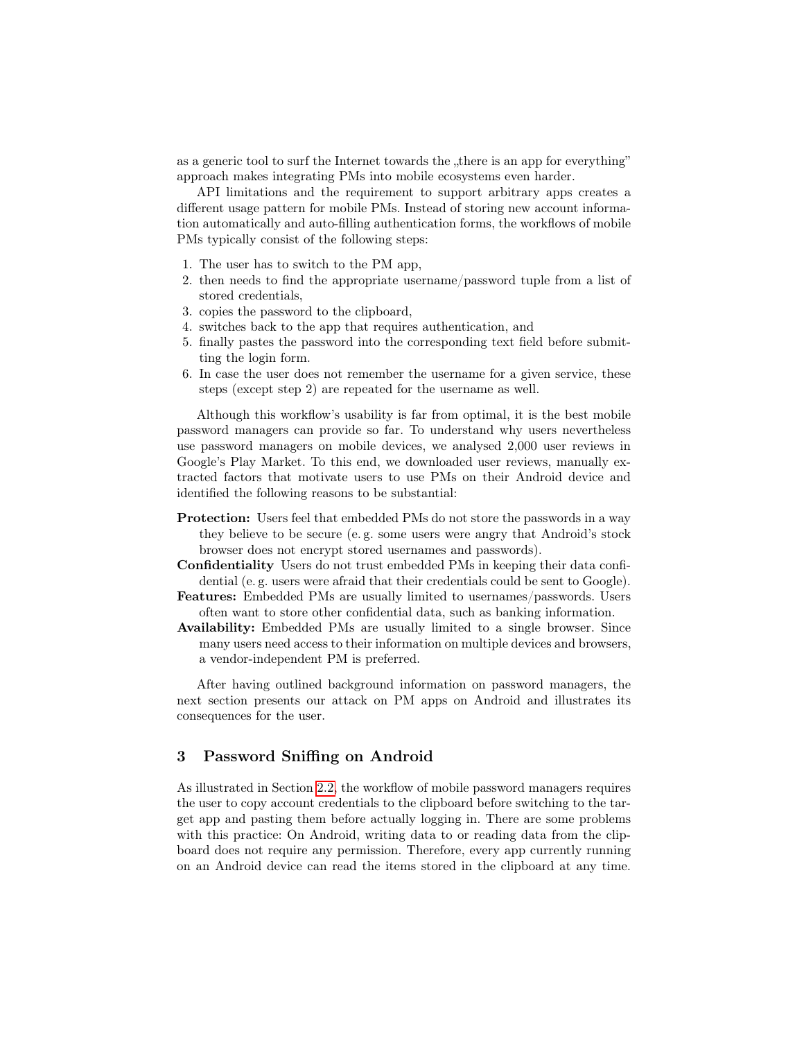as a generic tool to surf the Internet towards the „there is an app for everything" approach makes integrating PMs into mobile ecosystems even harder.

API limitations and the requirement to support arbitrary apps creates a different usage pattern for mobile PMs. Instead of storing new account information automatically and auto-filling authentication forms, the workflows of mobile PMs typically consist of the following steps:

1. The user has to switch to the PM app,
2. then needs to find the appropriate username/password tuple from a list of stored credentials,
3. copies the password to the clipboard,
4. switches back to the app that requires authentication, and
5. finally pastes the password into the corresponding text field before submitting the login form.
6. In case the user does not remember the username for a given service, these steps (except step 2) are repeated for the username as well.

Although this workflow's usability is far from optimal, it is the best mobile password managers can provide so far. To understand why users nevertheless use password managers on mobile devices, we analysed 2,000 user reviews in Google's Play Market. To this end, we downloaded user reviews, manually extracted factors that motivate users to use PMs on their Android device and identified the following reasons to be substantial:

**Protection:** Users feel that embedded PMs do not store the passwords in a way they believe to be secure (e. g. some users were angry that Android's stock browser does not encrypt stored usernames and passwords).

**Confidentiality** Users do not trust embedded PMs in keeping their data confidential (e. g. users were afraid that their credentials could be sent to Google).

**Features:** Embedded PMs are usually limited to usernames/passwords. Users often want to store other confidential data, such as banking information.

**Availability:** Embedded PMs are usually limited to a single browser. Since many users need access to their information on multiple devices and browsers, a vendor-independent PM is preferred.

After having outlined background information on password managers, the next section presents our attack on PM apps on Android and illustrates its consequences for the user.

## 3 Password Sniffing on Android

As illustrated in Section 2.2, the workflow of mobile password managers requires the user to copy account credentials to the clipboard before switching to the target app and pasting them before actually logging in. There are some problems with this practice: On Android, writing data to or reading data from the clipboard does not require any permission. Therefore, every app currently running on an Android device can read the items stored in the clipboard at any time.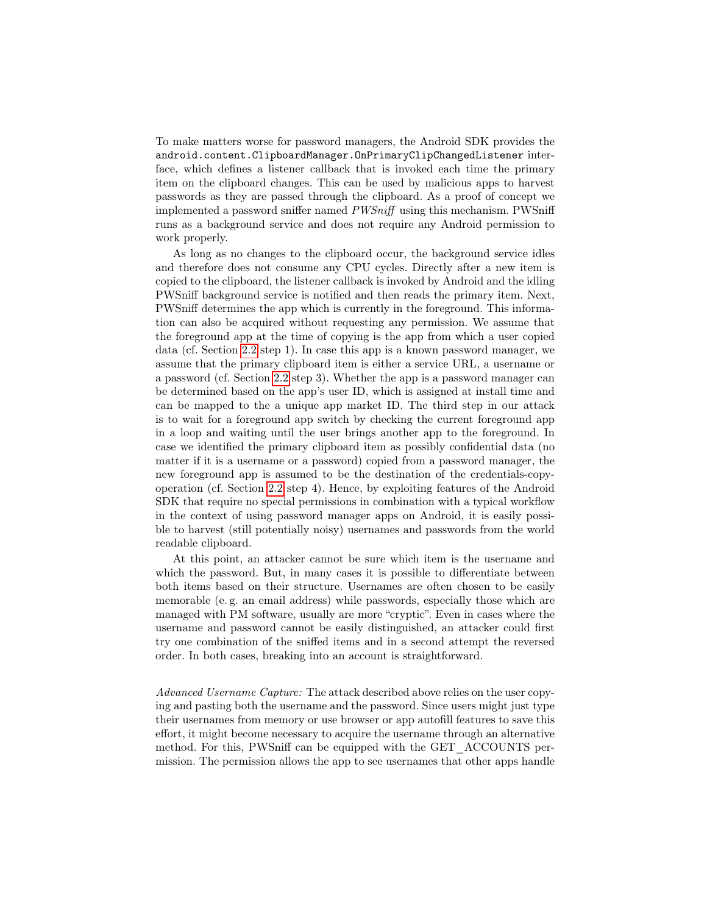To make matters worse for password managers, the Android SDK provides the `android.content.ClipboardManager.OnPrimaryClipChangedListener` interface, which defines a listener callback that is invoked each time the primary item on the clipboard changes. This can be used by malicious apps to harvest passwords as they are passed through the clipboard. As a proof of concept we implemented a password sniffer named *PWSniff* using this mechanism. PWSniff runs as a background service and does not require any Android permission to work properly.

As long as no changes to the clipboard occur, the background service idles and therefore does not consume any CPU cycles. Directly after a new item is copied to the clipboard, the listener callback is invoked by Android and the idling PWSniff background service is notified and then reads the primary item. Next, PWSniff determines the app which is currently in the foreground. This information can also be acquired without requesting any permission. We assume that the foreground app at the time of copying is the app from which a user copied data (cf. Section 2.2 step 1). In case this app is a known password manager, we assume that the primary clipboard item is either a service URL, a username or a password (cf. Section 2.2 step 3). Whether the app is a password manager can be determined based on the app's user ID, which is assigned at install time and can be mapped to the a unique app market ID. The third step in our attack is to wait for a foreground app switch by checking the current foreground app in a loop and waiting until the user brings another app to the foreground. In case we identified the primary clipboard item as possibly confidential data (no matter if it is a username or a password) copied from a password manager, the new foreground app is assumed to be the destination of the credentials-copy-operation (cf. Section 2.2 step 4). Hence, by exploiting features of the Android SDK that require no special permissions in combination with a typical workflow in the context of using password manager apps on Android, it is easily possible to harvest (still potentially noisy) usernames and passwords from the world readable clipboard.

At this point, an attacker cannot be sure which item is the username and which the password. But, in many cases it is possible to differentiate between both items based on their structure. Usernames are often chosen to be easily memorable (e. g. an email address) while passwords, especially those which are managed with PM software, usually are more "cryptic". Even in cases where the username and password cannot be easily distinguished, an attacker could first try one combination of the sniffed items and in a second attempt the reversed order. In both cases, breaking into an account is straightforward.

*Advanced Username Capture:* The attack described above relies on the user copying and pasting both the username and the password. Since users might just type their usernames from memory or use browser or app autofill features to save this effort, it might become necessary to acquire the username through an alternative method. For this, PWSniff can be equipped with the GET_ACCOUNTS permission. The permission allows the app to see usernames that other apps handle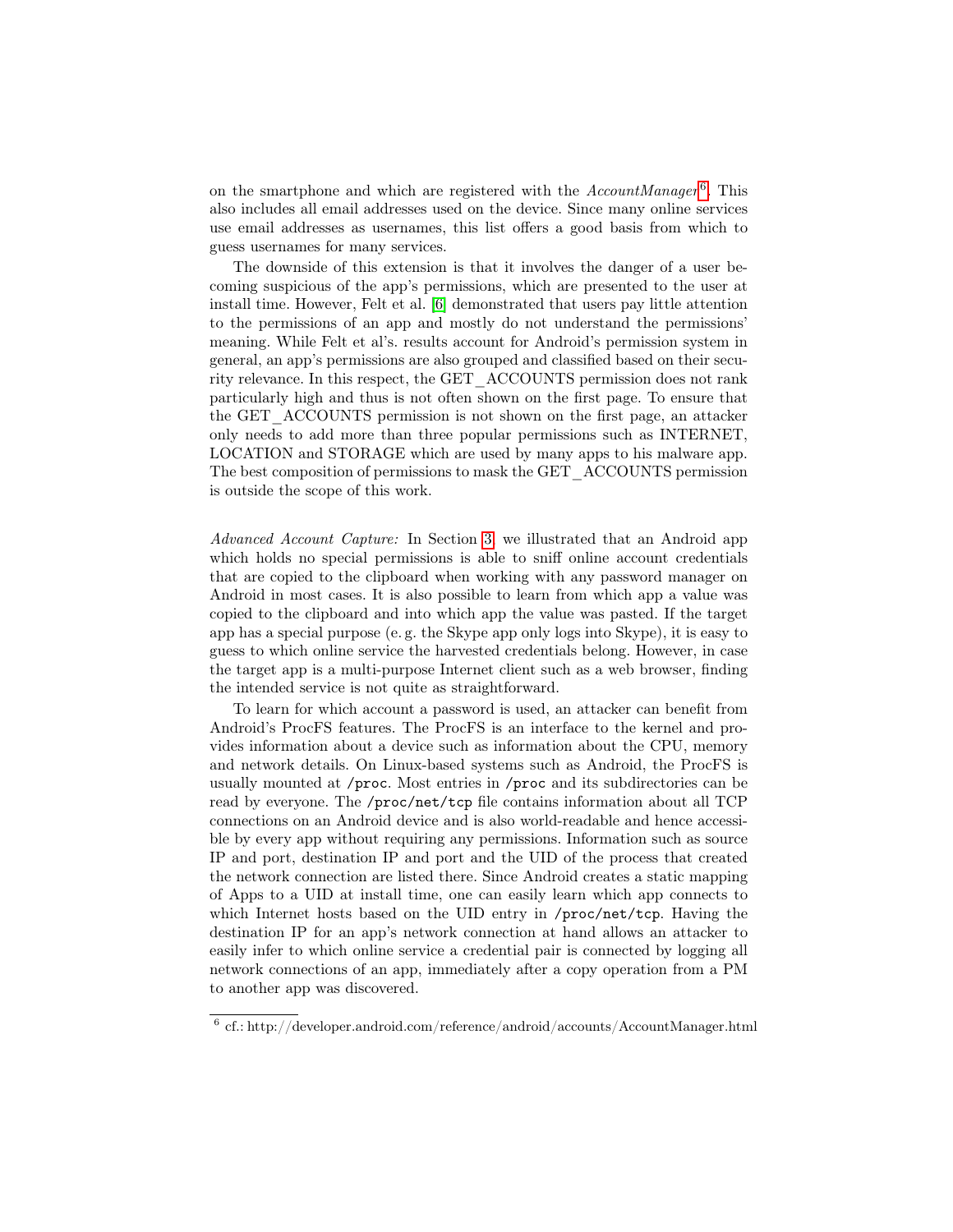on the smartphone and which are registered with the *AccountManager*[6]. This also includes all email addresses used on the device. Since many online services use email addresses as usernames, this list offers a good basis from which to guess usernames for many services.

The downside of this extension is that it involves the danger of a user becoming suspicious of the app's permissions, which are presented to the user at install time. However, Felt et al. [6] demonstrated that users pay little attention to the permissions of an app and mostly do not understand the permissions' meaning. While Felt et al's. results account for Android's permission system in general, an app's permissions are also grouped and classified based on their security relevance. In this respect, the GET_ACCOUNTS permission does not rank particularly high and thus is not often shown on the first page. To ensure that the GET_ACCOUNTS permission is not shown on the first page, an attacker only needs to add more than three popular permissions such as INTERNET, LOCATION and STORAGE which are used by many apps to his malware app. The best composition of permissions to mask the GET_ACCOUNTS permission is outside the scope of this work.

*Advanced Account Capture:* In Section 3 we illustrated that an Android app which holds no special permissions is able to sniff online account credentials that are copied to the clipboard when working with any password manager on Android in most cases. It is also possible to learn from which app a value was copied to the clipboard and into which app the value was pasted. If the target app has a special purpose (e. g. the Skype app only logs into Skype), it is easy to guess to which online service the harvested credentials belong. However, in case the target app is a multi-purpose Internet client such as a web browser, finding the intended service is not quite as straightforward.

To learn for which account a password is used, an attacker can benefit from Android's ProcFS features. The ProcFS is an interface to the kernel and provides information about a device such as information about the CPU, memory and network details. On Linux-based systems such as Android, the ProcFS is usually mounted at `/proc`. Most entries in `/proc` and its subdirectories can be read by everyone. The `/proc/net/tcp` file contains information about all TCP connections on an Android device and is also world-readable and hence accessible by every app without requiring any permissions. Information such as source IP and port, destination IP and port and the UID of the process that created the network connection are listed there. Since Android creates a static mapping of Apps to a UID at install time, one can easily learn which app connects to which Internet hosts based on the UID entry in `/proc/net/tcp`. Having the destination IP for an app's network connection at hand allows an attacker to easily infer to which online service a credential pair is connected by logging all network connections of an app, immediately after a copy operation from a PM to another app was discovered.

[6] cf.: http://developer.android.com/reference/android/accounts/AccountManager.html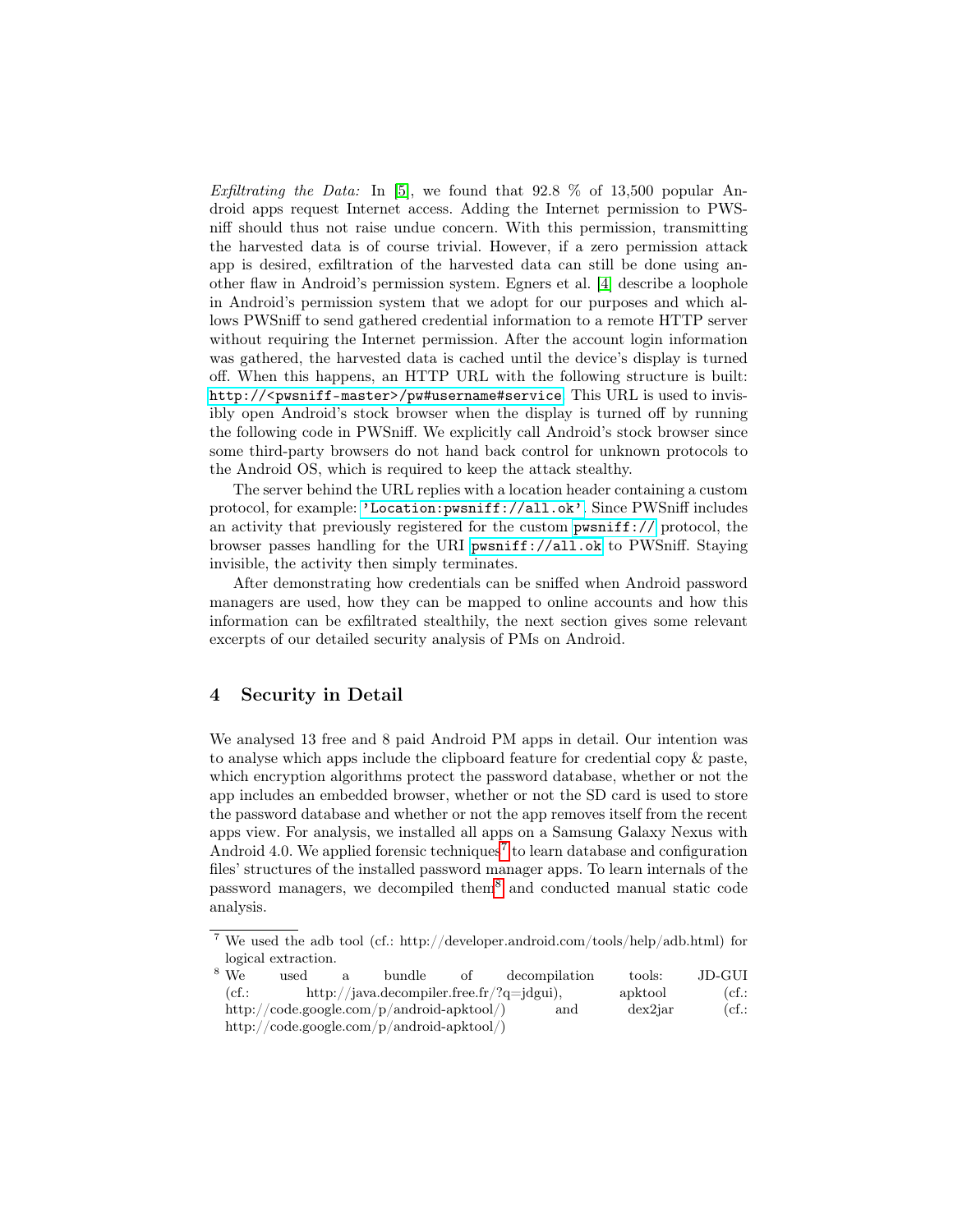*Exfiltrating the Data:* In [5], we found that 92.8 % of 13,500 popular Android apps request Internet access. Adding the Internet permission to PWSniff should thus not raise undue concern. With this permission, transmitting the harvested data is of course trivial. However, if a zero permission attack app is desired, exfiltration of the harvested data can still be done using another flaw in Android's permission system. Egners et al. [4] describe a loophole in Android's permission system that we adopt for our purposes and which allows PWSniff to send gathered credential information to a remote HTTP server without requiring the Internet permission. After the account login information was gathered, the harvested data is cached until the device's display is turned off. When this happens, an HTTP URL with the following structure is built: `http://<pwsniff-master>/pw#username#service`. This URL is used to invisibly open Android's stock browser when the display is turned off by running the following code in PWSniff. We explicitly call Android's stock browser since some third-party browsers do not hand back control for unknown protocols to the Android OS, which is required to keep the attack stealthy.

The server behind the URL replies with a location header containing a custom protocol, for example: `'Location:pwsniff://all.ok'`. Since PWSniff includes an activity that previously registered for the custom `pwsniff://` protocol, the browser passes handling for the URI `pwsniff://all.ok` to PWSniff. Staying invisible, the activity then simply terminates.

After demonstrating how credentials can be sniffed when Android password managers are used, how they can be mapped to online accounts and how this information can be exfiltrated stealthily, the next section gives some relevant excerpts of our detailed security analysis of PMs on Android.

## 4 Security in Detail

We analysed 13 free and 8 paid Android PM apps in detail. Our intention was to analyse which apps include the clipboard feature for credential copy & paste, which encryption algorithms protect the password database, whether or not the app includes an embedded browser, whether or not the SD card is used to store the password database and whether or not the app removes itself from the recent apps view. For analysis, we installed all apps on a Samsung Galaxy Nexus with Android 4.0. We applied forensic techniques[7] to learn database and configuration files' structures of the installed password manager apps. To learn internals of the password managers, we decompiled them[8] and conducted manual static code analysis.

---

[7] We used the adb tool (cf.: http://developer.android.com/tools/help/adb.html) for logical extraction.

[8] We used a bundle of decompilation tools: JD-GUI (cf.: http://java.decompiler.free.fr/?q=jdgui), apktool (cf.: http://code.google.com/p/android-apktool/) and dex2jar (cf.: http://code.google.com/p/android-apktool/)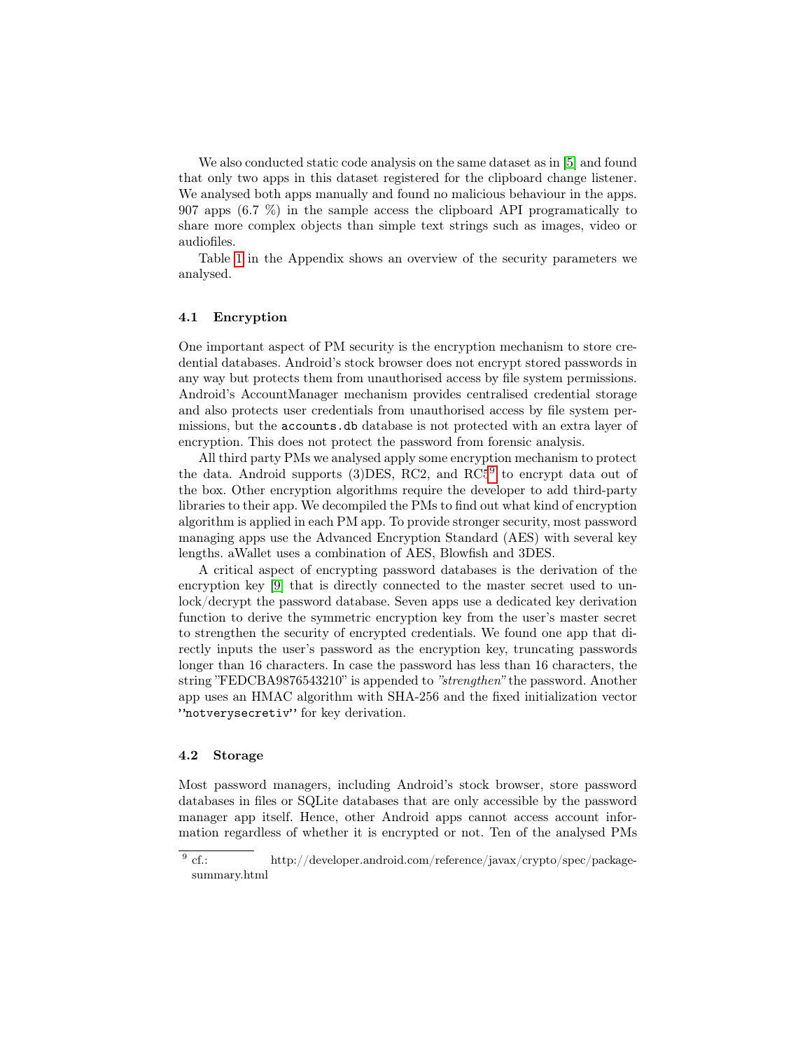We also conducted static code analysis on the same dataset as in [5] and found that only two apps in this dataset registered for the clipboard change listener. We analysed both apps manually and found no malicious behaviour in the apps. 907 apps (6.7 %) in the sample access the clipboard API programatically to share more complex objects than simple text strings such as images, video or audiofiles.

Table 1 in the Appendix shows an overview of the security parameters we analysed.

### 4.1 Encryption

One important aspect of PM security is the encryption mechanism to store credential databases. Android's stock browser does not encrypt stored passwords in any way but protects them from unauthorised access by file system permissions. Android's AccountManager mechanism provides centralised credential storage and also protects user credentials from unauthorised access by file system permissions, but the `accounts.db` database is not protected with an extra layer of encryption. This does not protect the password from forensic analysis.

All third party PMs we analysed apply some encryption mechanism to protect the data. Android supports (3)DES, RC2, and RC5[9] to encrypt data out of the box. Other encryption algorithms require the developer to add third-party libraries to their app. We decompiled the PMs to find out what kind of encryption algorithm is applied in each PM app. To provide stronger security, most password managing apps use the Advanced Encryption Standard (AES) with several key lengths. aWallet uses a combination of AES, Blowfish and 3DES.

A critical aspect of encrypting password databases is the derivation of the encryption key [9] that is directly connected to the master secret used to unlock/decrypt the password database. Seven apps use a dedicated key derivation function to derive the symmetric encryption key from the user's master secret to strengthen the security of encrypted credentials. We found one app that directly inputs the user's password as the encryption key, truncating passwords longer than 16 characters. In case the password has less than 16 characters, the string "FEDCBA9876543210" is appended to *"strengthen"* the password. Another app uses an HMAC algorithm with SHA-256 and the fixed initialization vector `"notverysecretiv"` for key derivation.

### 4.2 Storage

Most password managers, including Android's stock browser, store password databases in files or SQLite databases that are only accessible by the password manager app itself. Hence, other Android apps cannot access account information regardless of whether it is encrypted or not. Ten of the analysed PMs

[9] cf.: http://developer.android.com/reference/javax/crypto/spec/package-summary.html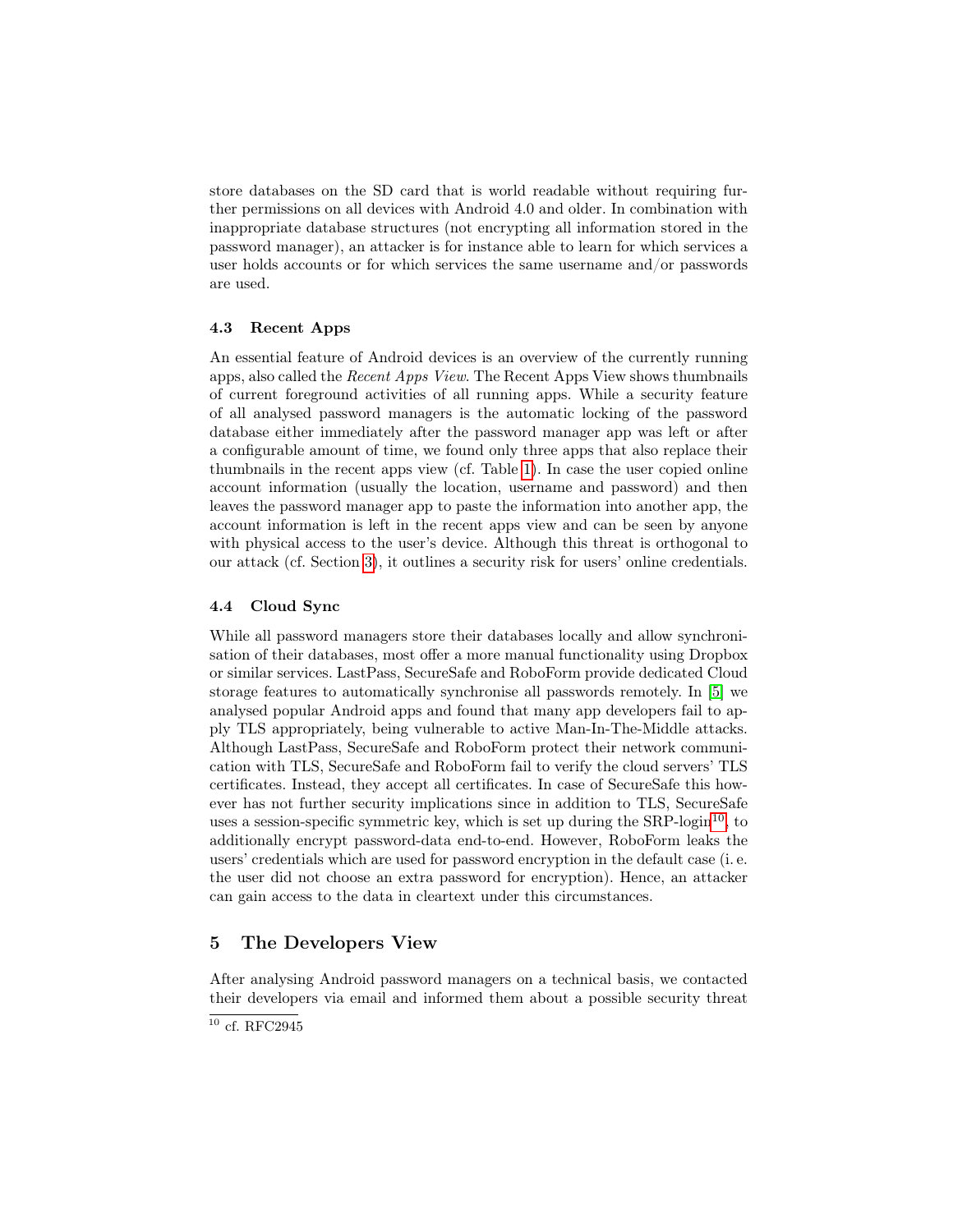store databases on the SD card that is world readable without requiring further permissions on all devices with Android 4.0 and older. In combination with inappropriate database structures (not encrypting all information stored in the password manager), an attacker is for instance able to learn for which services a user holds accounts or for which services the same username and/or passwords are used.

### 4.3 Recent Apps

An essential feature of Android devices is an overview of the currently running apps, also called the *Recent Apps View*. The Recent Apps View shows thumbnails of current foreground activities of all running apps. While a security feature of all analysed password managers is the automatic locking of the password database either immediately after the password manager app was left or after a configurable amount of time, we found only three apps that also replace their thumbnails in the recent apps view (cf. Table 1). In case the user copied online account information (usually the location, username and password) and then leaves the password manager app to paste the information into another app, the account information is left in the recent apps view and can be seen by anyone with physical access to the user's device. Although this threat is orthogonal to our attack (cf. Section 3), it outlines a security risk for users' online credentials.

### 4.4 Cloud Sync

While all password managers store their databases locally and allow synchronisation of their databases, most offer a more manual functionality using Dropbox or similar services. LastPass, SecureSafe and RoboForm provide dedicated Cloud storage features to automatically synchronise all passwords remotely. In [5] we analysed popular Android apps and found that many app developers fail to apply TLS appropriately, being vulnerable to active Man-In-The-Middle attacks. Although LastPass, SecureSafe and RoboForm protect their network communication with TLS, SecureSafe and RoboForm fail to verify the cloud servers' TLS certificates. Instead, they accept all certificates. In case of SecureSafe this however has not further security implications since in addition to TLS, SecureSafe uses a session-specific symmetric key, which is set up during the SRP-login[10], to additionally encrypt password-data end-to-end. However, RoboForm leaks the users' credentials which are used for password encryption in the default case (i. e. the user did not choose an extra password for encryption). Hence, an attacker can gain access to the data in cleartext under this circumstances.

## 5 The Developers View

After analysing Android password managers on a technical basis, we contacted their developers via email and informed them about a possible security threat

[10] cf. RFC2945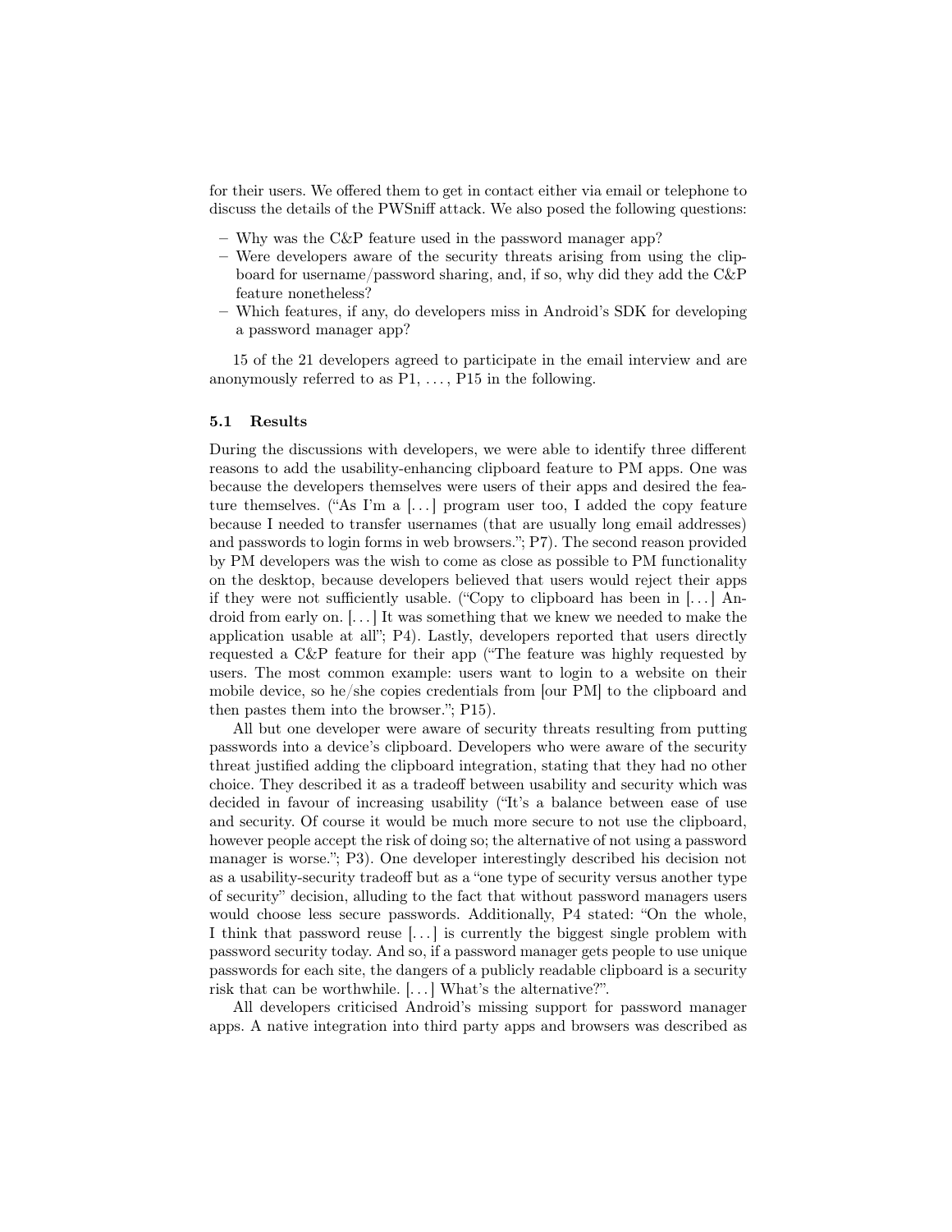for their users. We offered them to get in contact either via email or telephone to discuss the details of the PWSniff attack. We also posed the following questions:

- Why was the C&P feature used in the password manager app?
- Were developers aware of the security threats arising from using the clipboard for username/password sharing, and, if so, why did they add the C&P feature nonetheless?
- Which features, if any, do developers miss in Android's SDK for developing a password manager app?

15 of the 21 developers agreed to participate in the email interview and are anonymously referred to as P1, ..., P15 in the following.

### 5.1 Results

During the discussions with developers, we were able to identify three different reasons to add the usability-enhancing clipboard feature to PM apps. One was because the developers themselves were users of their apps and desired the feature themselves. ("As I'm a [...] program user too, I added the copy feature because I needed to transfer usernames (that are usually long email addresses) and passwords to login forms in web browsers."; P7). The second reason provided by PM developers was the wish to come as close as possible to PM functionality on the desktop, because developers believed that users would reject their apps if they were not sufficiently usable. ("Copy to clipboard has been in [...] Android from early on. [...] It was something that we knew we needed to make the application usable at all"; P4). Lastly, developers reported that users directly requested a C&P feature for their app ("The feature was highly requested by users. The most common example: users want to login to a website on their mobile device, so he/she copies credentials from [our PM] to the clipboard and then pastes them into the browser."; P15).

All but one developer were aware of security threats resulting from putting passwords into a device's clipboard. Developers who were aware of the security threat justified adding the clipboard integration, stating that they had no other choice. They described it as a tradeoff between usability and security which was decided in favour of increasing usability ("It's a balance between ease of use and security. Of course it would be much more secure to not use the clipboard, however people accept the risk of doing so; the alternative of not using a password manager is worse."; P3). One developer interestingly described his decision not as a usability-security tradeoff but as a "one type of security versus another type of security" decision, alluding to the fact that without password managers users would choose less secure passwords. Additionally, P4 stated: "On the whole, I think that password reuse [...] is currently the biggest single problem with password security today. And so, if a password manager gets people to use unique passwords for each site, the dangers of a publicly readable clipboard is a security risk that can be worthwhile. [...] What's the alternative?".

All developers criticised Android's missing support for password manager apps. A native integration into third party apps and browsers was described as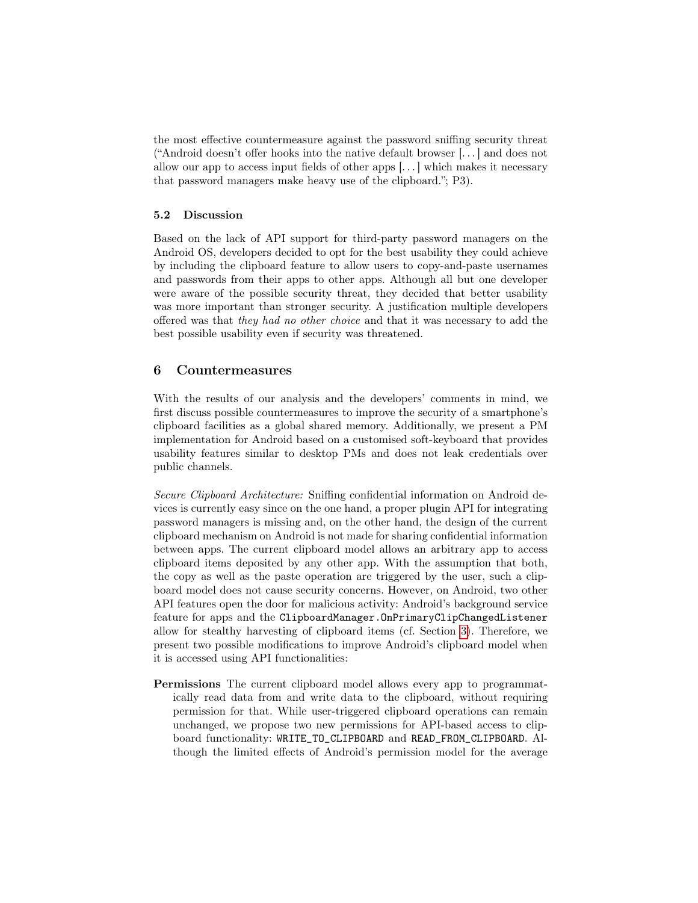the most effective countermeasure against the password sniffing security threat ("Android doesn't offer hooks into the native default browser [...] and does not allow our app to access input fields of other apps [...] which makes it necessary that password managers make heavy use of the clipboard."; P3).

### 5.2 Discussion

Based on the lack of API support for third-party password managers on the Android OS, developers decided to opt for the best usability they could achieve by including the clipboard feature to allow users to copy-and-paste usernames and passwords from their apps to other apps. Although all but one developer were aware of the possible security threat, they decided that better usability was more important than stronger security. A justification multiple developers offered was that *they had no other choice* and that it was necessary to add the best possible usability even if security was threatened.

## 6 Countermeasures

With the results of our analysis and the developers' comments in mind, we first discuss possible countermeasures to improve the security of a smartphone's clipboard facilities as a global shared memory. Additionally, we present a PM implementation for Android based on a customised soft-keyboard that provides usability features similar to desktop PMs and does not leak credentials over public channels.

*Secure Clipboard Architecture:* Sniffing confidential information on Android devices is currently easy since on the one hand, a proper plugin API for integrating password managers is missing and, on the other hand, the design of the current clipboard mechanism on Android is not made for sharing confidential information between apps. The current clipboard model allows an arbitrary app to access clipboard items deposited by any other app. With the assumption that both, the copy as well as the paste operation are triggered by the user, such a clipboard model does not cause security concerns. However, on Android, two other API features open the door for malicious activity: Android's background service feature for apps and the `ClipboardManager.OnPrimaryClipChangedListener` allow for stealthy harvesting of clipboard items (cf. Section 3). Therefore, we present two possible modifications to improve Android's clipboard model when it is accessed using API functionalities:

**Permissions** The current clipboard model allows every app to programmatically read data from and write data to the clipboard, without requiring permission for that. While user-triggered clipboard operations can remain unchanged, we propose two new permissions for API-based access to clipboard functionality: `WRITE_TO_CLIPBOARD` and `READ_FROM_CLIPBOARD`. Although the limited effects of Android's permission model for the average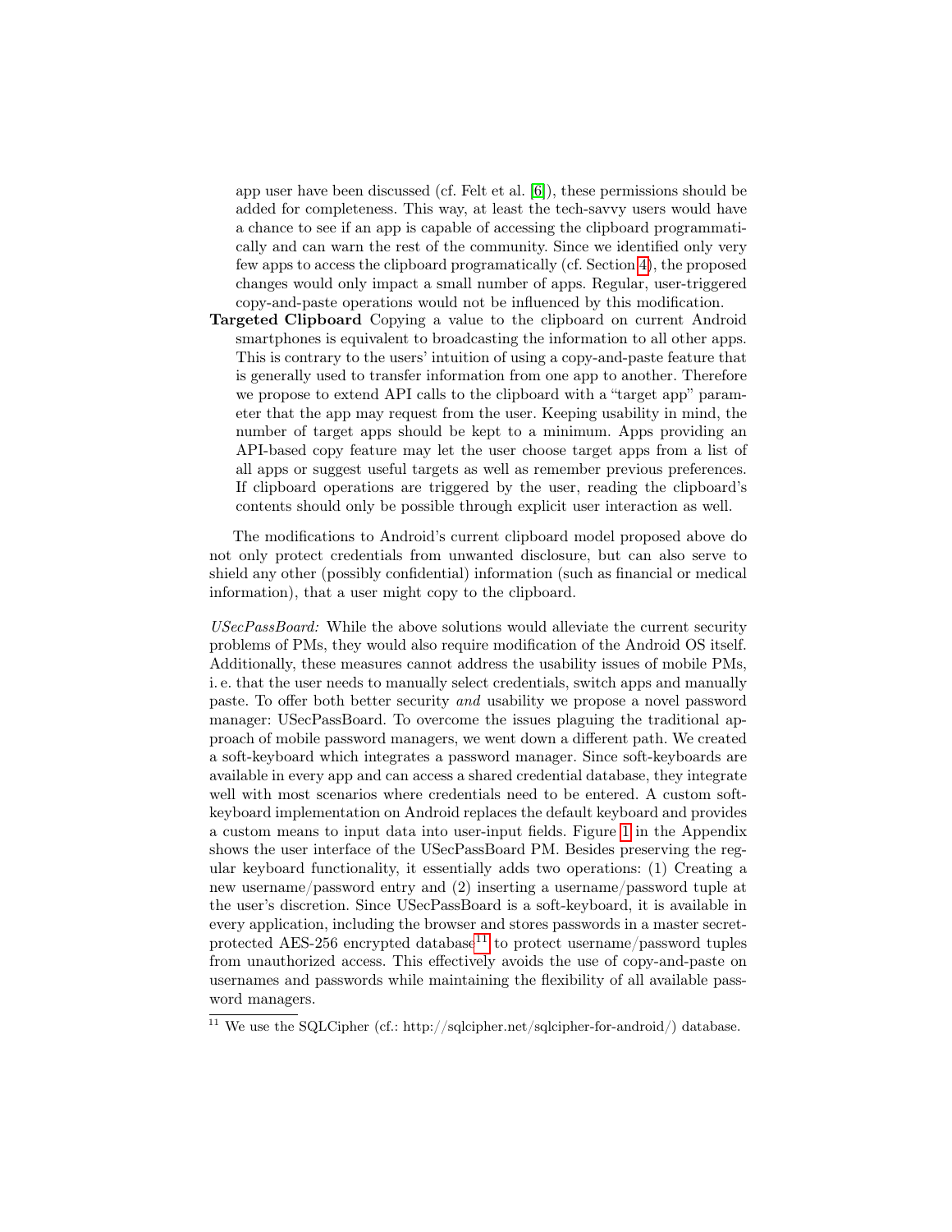app user have been discussed (cf. Felt et al. [6]), these permissions should be added for completeness. This way, at least the tech-savvy users would have a chance to see if an app is capable of accessing the clipboard programmatically and can warn the rest of the community. Since we identified only very few apps to access the clipboard programatically (cf. Section 4), the proposed changes would only impact a small number of apps. Regular, user-triggered copy-and-paste operations would not be influenced by this modification.

**Targeted Clipboard** Copying a value to the clipboard on current Android smartphones is equivalent to broadcasting the information to all other apps. This is contrary to the users' intuition of using a copy-and-paste feature that is generally used to transfer information from one app to another. Therefore we propose to extend API calls to the clipboard with a "target app" parameter that the app may request from the user. Keeping usability in mind, the number of target apps should be kept to a minimum. Apps providing an API-based copy feature may let the user choose target apps from a list of all apps or suggest useful targets as well as remember previous preferences. If clipboard operations are triggered by the user, reading the clipboard's contents should only be possible through explicit user interaction as well.

The modifications to Android's current clipboard model proposed above do not only protect credentials from unwanted disclosure, but can also serve to shield any other (possibly confidential) information (such as financial or medical information), that a user might copy to the clipboard.

*USecPassBoard:* While the above solutions would alleviate the current security problems of PMs, they would also require modification of the Android OS itself. Additionally, these measures cannot address the usability issues of mobile PMs, i. e. that the user needs to manually select credentials, switch apps and manually paste. To offer both better security *and* usability we propose a novel password manager: USecPassBoard. To overcome the issues plaguing the traditional approach of mobile password managers, we went down a different path. We created a soft-keyboard which integrates a password manager. Since soft-keyboards are available in every app and can access a shared credential database, they integrate well with most scenarios where credentials need to be entered. A custom soft-keyboard implementation on Android replaces the default keyboard and provides a custom means to input data into user-input fields. Figure 1 in the Appendix shows the user interface of the USecPassBoard PM. Besides preserving the regular keyboard functionality, it essentially adds two operations: (1) Creating a new username/password entry and (2) inserting a username/password tuple at the user's discretion. Since USecPassBoard is a soft-keyboard, it is available in every application, including the browser and stores passwords in a master secret-protected AES-256 encrypted database[11] to protect username/password tuples from unauthorized access. This effectively avoids the use of copy-and-paste on usernames and passwords while maintaining the flexibility of all available password managers.

[11] We use the SQLCipher (cf.: http://sqlcipher.net/sqlcipher-for-android/) database.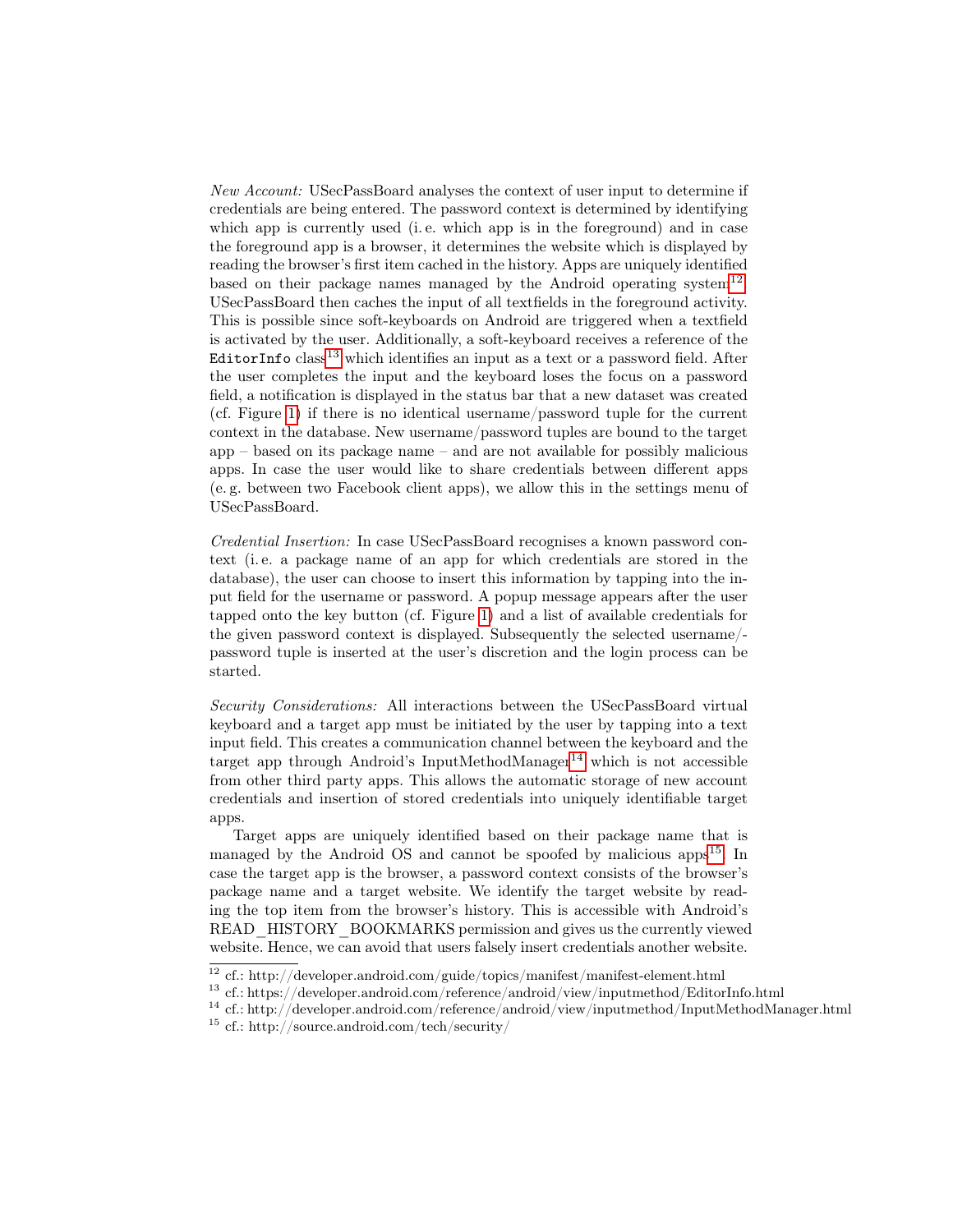*New Account:* USecPassBoard analyses the context of user input to determine if credentials are being entered. The password context is determined by identifying which app is currently used (i. e. which app is in the foreground) and in case the foreground app is a browser, it determines the website which is displayed by reading the browser's first item cached in the history. Apps are uniquely identified based on their package names managed by the Android operating system[12]. USecPassBoard then caches the input of all textfields in the foreground activity. This is possible since soft-keyboards on Android are triggered when a textfield is activated by the user. Additionally, a soft-keyboard receives a reference of the `EditorInfo` class[13] which identifies an input as a text or a password field. After the user completes the input and the keyboard loses the focus on a password field, a notification is displayed in the status bar that a new dataset was created (cf. Figure 1) if there is no identical username/password tuple for the current context in the database. New username/password tuples are bound to the target app – based on its package name – and are not available for possibly malicious apps. In case the user would like to share credentials between different apps (e. g. between two Facebook client apps), we allow this in the settings menu of USecPassBoard.

*Credential Insertion:* In case USecPassBoard recognises a known password context (i. e. a package name of an app for which credentials are stored in the database), the user can choose to insert this information by tapping into the input field for the username or password. A popup message appears after the user tapped onto the key button (cf. Figure 1) and a list of available credentials for the given password context is displayed. Subsequently the selected username/-password tuple is inserted at the user's discretion and the login process can be started.

*Security Considerations:* All interactions between the USecPassBoard virtual keyboard and a target app must be initiated by the user by tapping into a text input field. This creates a communication channel between the keyboard and the target app through Android's InputMethodManager[14] which is not accessible from other third party apps. This allows the automatic storage of new account credentials and insertion of stored credentials into uniquely identifiable target apps.

Target apps are uniquely identified based on their package name that is managed by the Android OS and cannot be spoofed by malicious apps[15]. In case the target app is the browser, a password context consists of the browser's package name and a target website. We identify the target website by reading the top item from the browser's history. This is accessible with Android's READ_HISTORY_BOOKMARKS permission and gives us the currently viewed website. Hence, we can avoid that users falsely insert credentials another website.

---

[12] cf.: http://developer.android.com/guide/topics/manifest/manifest-element.html

[13] cf.: https://developer.android.com/reference/android/view/inputmethod/EditorInfo.html

[14] cf.: http://developer.android.com/reference/android/view/inputmethod/InputMethodManager.html

[15] cf.: http://source.android.com/tech/security/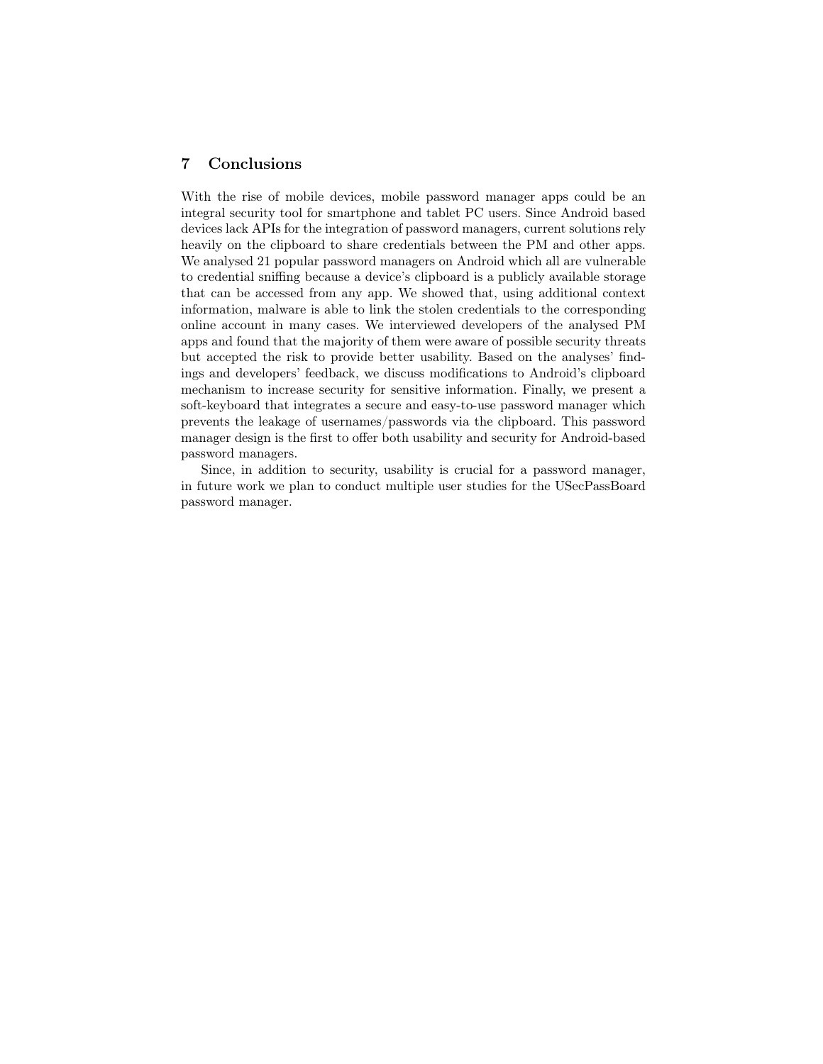## 7 Conclusions

With the rise of mobile devices, mobile password manager apps could be an integral security tool for smartphone and tablet PC users. Since Android based devices lack APIs for the integration of password managers, current solutions rely heavily on the clipboard to share credentials between the PM and other apps. We analysed 21 popular password managers on Android which all are vulnerable to credential sniffing because a device's clipboard is a publicly available storage that can be accessed from any app. We showed that, using additional context information, malware is able to link the stolen credentials to the corresponding online account in many cases. We interviewed developers of the analysed PM apps and found that the majority of them were aware of possible security threats but accepted the risk to provide better usability. Based on the analyses' findings and developers' feedback, we discuss modifications to Android's clipboard mechanism to increase security for sensitive information. Finally, we present a soft-keyboard that integrates a secure and easy-to-use password manager which prevents the leakage of usernames/passwords via the clipboard. This password manager design is the first to offer both usability and security for Android-based password managers.

Since, in addition to security, usability is crucial for a password manager, in future work we plan to conduct multiple user studies for the USecPassBoard password manager.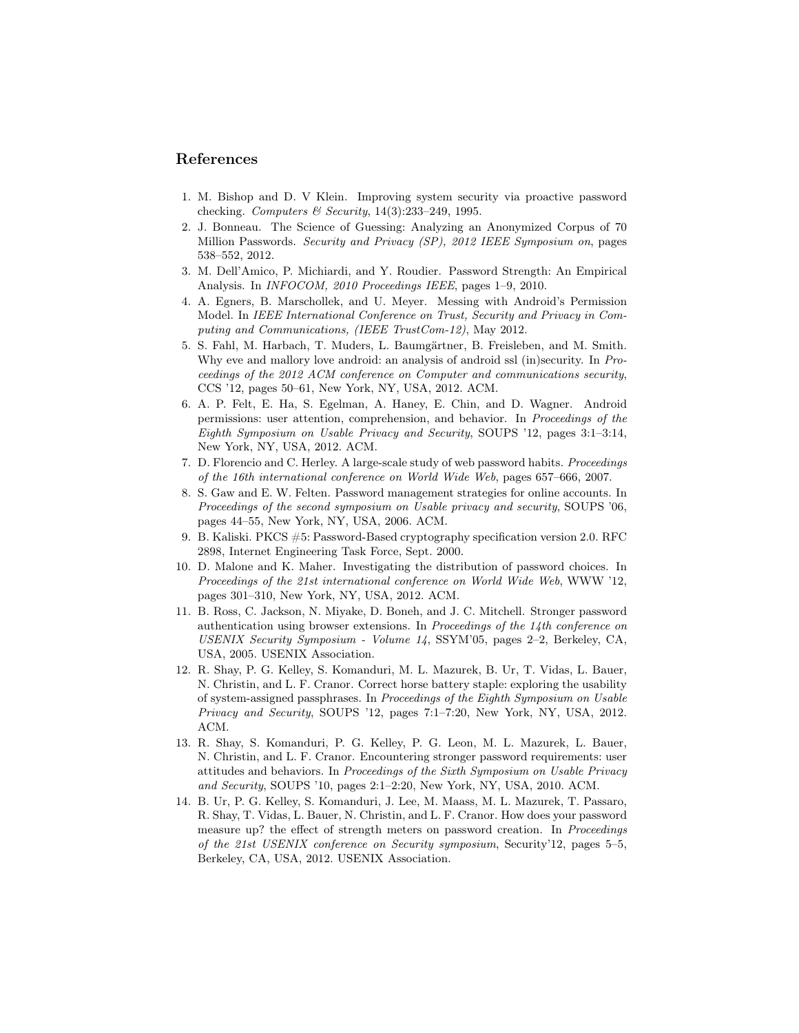## References

1. M. Bishop and D. V Klein. Improving system security via proactive password checking. *Computers & Security*, 14(3):233–249, 1995.
2. J. Bonneau. The Science of Guessing: Analyzing an Anonymized Corpus of 70 Million Passwords. *Security and Privacy (SP), 2012 IEEE Symposium on*, pages 538–552, 2012.
3. M. Dell'Amico, P. Michiardi, and Y. Roudier. Password Strength: An Empirical Analysis. In *INFOCOM, 2010 Proceedings IEEE*, pages 1–9, 2010.
4. A. Egners, B. Marschollek, and U. Meyer. Messing with Android's Permission Model. In *IEEE International Conference on Trust, Security and Privacy in Computing and Communications, (IEEE TrustCom-12)*, May 2012.
5. S. Fahl, M. Harbach, T. Muders, L. Baumgärtner, B. Freisleben, and M. Smith. Why eve and mallory love android: an analysis of android ssl (in)security. In *Proceedings of the 2012 ACM conference on Computer and communications security*, CCS '12, pages 50–61, New York, NY, USA, 2012. ACM.
6. A. P. Felt, E. Ha, S. Egelman, A. Haney, E. Chin, and D. Wagner. Android permissions: user attention, comprehension, and behavior. In *Proceedings of the Eighth Symposium on Usable Privacy and Security*, SOUPS '12, pages 3:1–3:14, New York, NY, USA, 2012. ACM.
7. D. Florencio and C. Herley. A large-scale study of web password habits. *Proceedings of the 16th international conference on World Wide Web*, pages 657–666, 2007.
8. S. Gaw and E. W. Felten. Password management strategies for online accounts. In *Proceedings of the second symposium on Usable privacy and security*, SOUPS '06, pages 44–55, New York, NY, USA, 2006. ACM.
9. B. Kaliski. PKCS #5: Password-Based cryptography specification version 2.0. RFC 2898, Internet Engineering Task Force, Sept. 2000.
10. D. Malone and K. Maher. Investigating the distribution of password choices. In *Proceedings of the 21st international conference on World Wide Web*, WWW '12, pages 301–310, New York, NY, USA, 2012. ACM.
11. B. Ross, C. Jackson, N. Miyake, D. Boneh, and J. C. Mitchell. Stronger password authentication using browser extensions. In *Proceedings of the 14th conference on USENIX Security Symposium - Volume 14*, SSYM'05, pages 2–2, Berkeley, CA, USA, 2005. USENIX Association.
12. R. Shay, P. G. Kelley, S. Komanduri, M. L. Mazurek, B. Ur, T. Vidas, L. Bauer, N. Christin, and L. F. Cranor. Correct horse battery staple: exploring the usability of system-assigned passphrases. In *Proceedings of the Eighth Symposium on Usable Privacy and Security*, SOUPS '12, pages 7:1–7:20, New York, NY, USA, 2012. ACM.
13. R. Shay, S. Komanduri, P. G. Kelley, P. G. Leon, M. L. Mazurek, L. Bauer, N. Christin, and L. F. Cranor. Encountering stronger password requirements: user attitudes and behaviors. In *Proceedings of the Sixth Symposium on Usable Privacy and Security*, SOUPS '10, pages 2:1–2:20, New York, NY, USA, 2010. ACM.
14. B. Ur, P. G. Kelley, S. Komanduri, J. Lee, M. Maass, M. L. Mazurek, T. Passaro, R. Shay, T. Vidas, L. Bauer, N. Christin, and L. F. Cranor. How does your password measure up? the effect of strength meters on password creation. In *Proceedings of the 21st USENIX conference on Security symposium*, Security'12, pages 5–5, Berkeley, CA, USA, 2012. USENIX Association.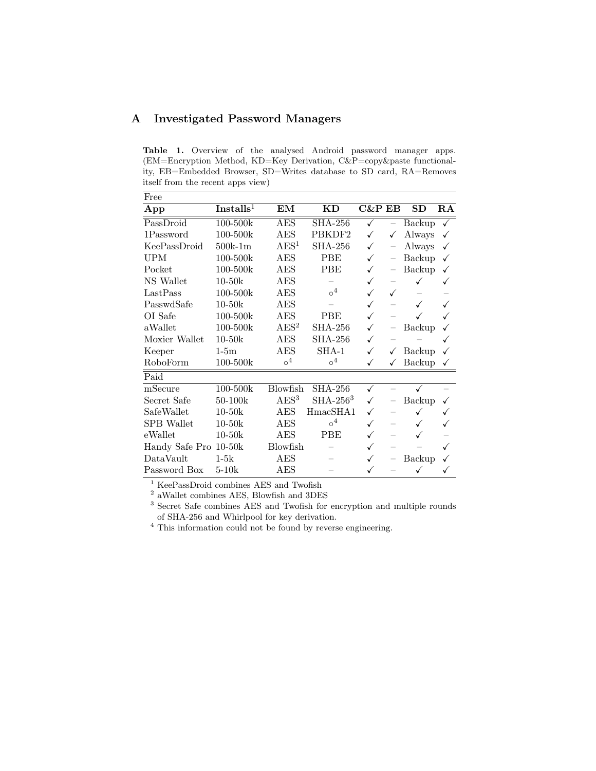## A Investigated Password Managers

**Table 1.** Overview of the analysed Android password manager apps. (EM=Encryption Method, KD=Key Derivation, C&P=copy&paste functionality, EB=Embedded Browser, SD=Writes database to SD card, RA=Removes itself from the recent apps view)

| App | Installs[1] | EM | KD | C&P | EB | SD | RA |
|---|---|---|---|---|---|---|---|
| **Free** | | | | | | | |
| PassDroid | 100-500k | AES | SHA-256 | ✓ | – | Backup | ✓ |
| 1Password | 100-500k | AES | PBKDF2 | ✓ | ✓ | Always | ✓ |
| KeePassDroid | 500k-1m | AES[1] | SHA-256 | ✓ | – | Always | ✓ |
| UPM | 100-500k | AES | PBE | ✓ | – | Backup | ✓ |
| Pocket | 100-500k | AES | PBE | ✓ | – | Backup | ✓ |
| NS Wallet | 10-50k | AES | – | ✓ | – | ✓ | ✓ |
| LastPass | 100-500k | AES | ○[4] | ✓ | ✓ | – | – |
| PasswdSafe | 10-50k | AES | – | ✓ | – | ✓ | ✓ |
| OI Safe | 100-500k | AES | PBE | ✓ | – | ✓ | ✓ |
| aWallet | 100-500k | AES[2] | SHA-256 | ✓ | – | Backup | ✓ |
| Moxier Wallet | 10-50k | AES | SHA-256 | ✓ | – | – | ✓ |
| Keeper | 1-5m | AES | SHA-1 | ✓ | ✓ | Backup | ✓ |
| RoboForm | 100-500k | ○[4] | ○[4] | ✓ | ✓ | Backup | ✓ |
| **Paid** | | | | | | | |
| mSecure | 100-500k | Blowfish | SHA-256 | ✓ | – | ✓ | – |
| Secret Safe | 50-100k | AES[3] | SHA-256[3] | ✓ | – | Backup | ✓ |
| SafeWallet | 10-50k | AES | HmacSHA1 | ✓ | – | ✓ | ✓ |
| SPB Wallet | 10-50k | AES | ○[4] | ✓ | – | ✓ | ✓ |
| eWallet | 10-50k | AES | PBE | ✓ | – | ✓ | – |
| Handy Safe Pro | 10-50k | Blowfish | – | ✓ | – | – | ✓ |
| DataVault | 1-5k | AES | – | ✓ | – | Backup | ✓ |
| Password Box | 5-10k | AES | – | ✓ | – | ✓ | ✓ |

[1] KeePassDroid combines AES and Twofish

[2] aWallet combines AES, Blowfish and 3DES

[3] Secret Safe combines AES and Twofish for encryption and multiple rounds of SHA-256 and Whirlpool for key derivation.

[4] This information could not be found by reverse engineering.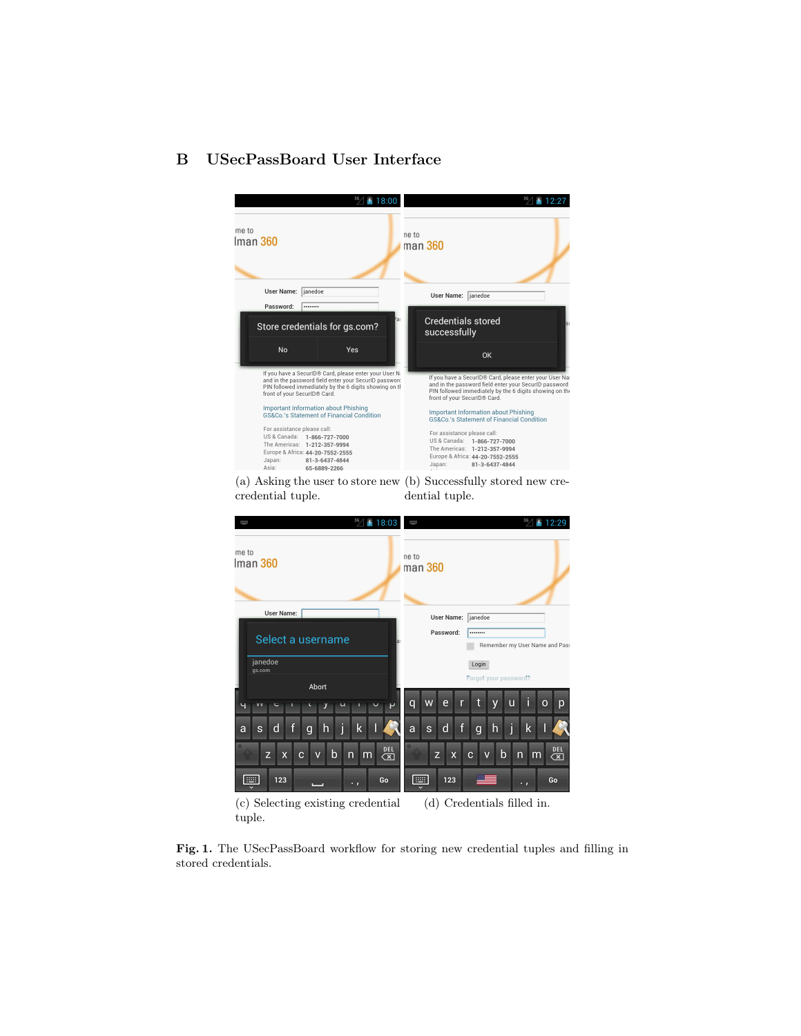## B UsecPassBoard User Interface

(a) Asking the user to store new credential tuple.

(b) Successfully stored new credential tuple.

(c) Selecting existing credential tuple.

(d) Credentials filled in.

**Fig. 1.** The USecPassBoard workflow for storing new credential tuples and filling in stored credentials.